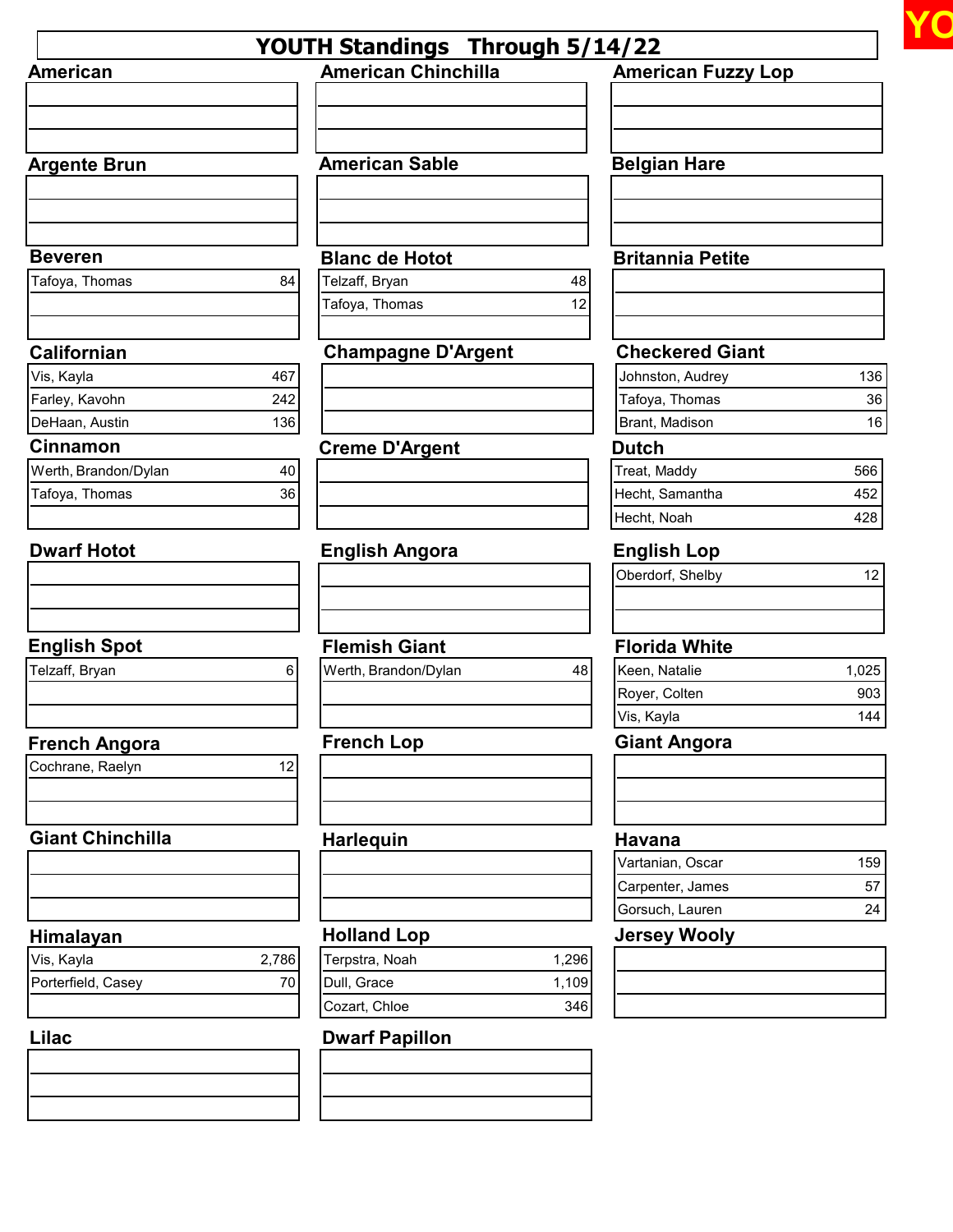# YOUTH Standings Through 5/14/22

## American

## American Chinchilla

## American Fuzzy Lop

## Argente Brun

## American Sable

## Belgian Hare

## Beveren

| Name | Points |
|---|---|
| Tafoya, Thomas | 84 |

## Blanc de Hotot

| Name | Points |
|---|---|
| Telzaff, Bryan | 48 |
| Tafoya, Thomas | 12 |

## Britannia Petite

## Californian

| Name | Points |
|---|---|
| Vis, Kayla | 467 |
| Farley, Kavohn | 242 |
| DeHaan, Austin | 136 |

## Champagne D'Argent

## Checkered Giant

| Name | Points |
|---|---|
| Johnston, Audrey | 136 |
| Tafoya, Thomas | 36 |
| Brant, Madison | 16 |

## Cinnamon

| Name | Points |
|---|---|
| Werth, Brandon/Dylan | 40 |
| Tafoya, Thomas | 36 |

## Creme D'Argent

## Dutch

| Name | Points |
|---|---|
| Treat, Maddy | 566 |
| Hecht, Samantha | 452 |
| Hecht, Noah | 428 |

## Dwarf Hotot

## English Angora

## English Lop

| Name | Points |
|---|---|
| Oberdorf, Shelby | 12 |

## English Spot

| Name | Points |
|---|---|
| Telzaff, Bryan | 6 |

## Flemish Giant

| Name | Points |
|---|---|
| Werth, Brandon/Dylan | 48 |

## Florida White

| Name | Points |
|---|---|
| Keen, Natalie | 1,025 |
| Royer, Colten | 903 |
| Vis, Kayla | 144 |

## French Angora

| Name | Points |
|---|---|
| Cochrane, Raelyn | 12 |

## French Lop

## Giant Angora

## Giant Chinchilla

## Harlequin

## Havana

| Name | Points |
|---|---|
| Vartanian, Oscar | 159 |
| Carpenter, James | 57 |
| Gorsuch, Lauren | 24 |

## Himalayan

| Name | Points |
|---|---|
| Vis, Kayla | 2,786 |
| Porterfield, Casey | 70 |

## Holland Lop

| Name | Points |
|---|---|
| Terpstra, Noah | 1,296 |
| Dull, Grace | 1,109 |
| Cozart, Chloe | 346 |

## Jersey Wooly

## Lilac

## Dwarf Papillon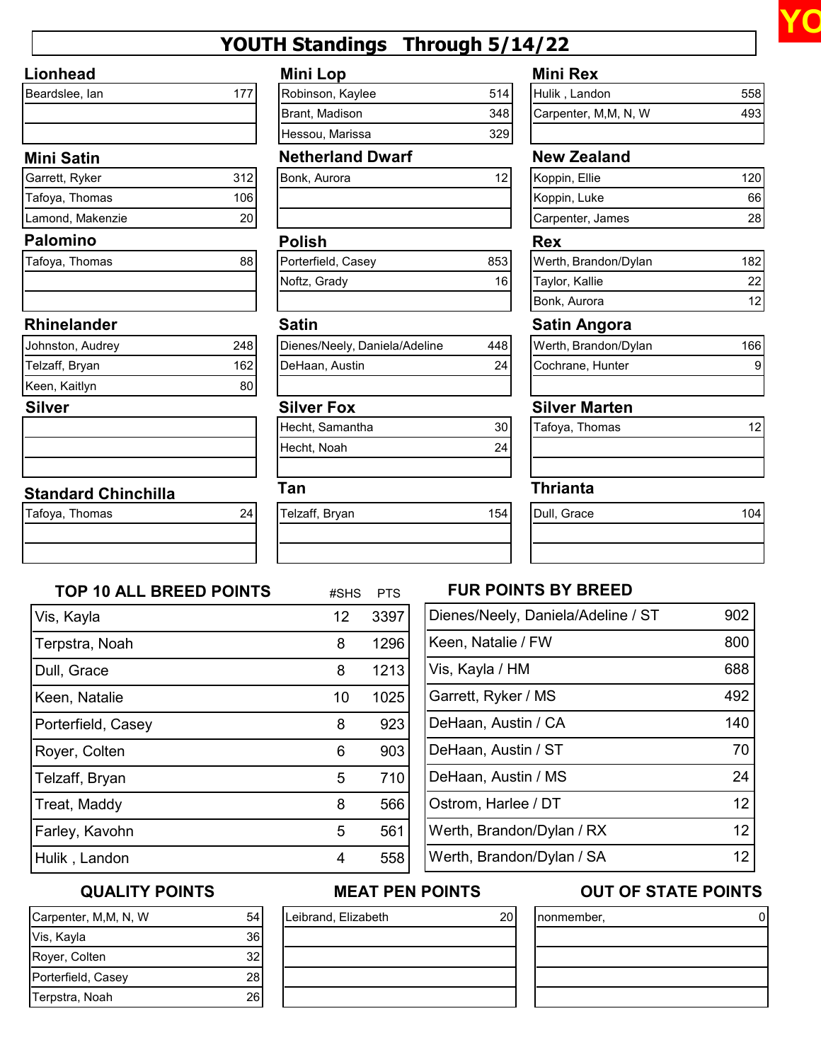# YOUTH Standings Through 5/14/22

### Lionhead

| | |
|---|---|
| Beardslee, Ian | 177 |

### Mini Lop

| | |
|---|---|
| Robinson, Kaylee | 514 |
| Brant, Madison | 348 |
| Hessou, Marissa | 329 |

### Mini Rex

| | |
|---|---|
| Hulik , Landon | 558 |
| Carpenter, M,M, N, W | 493 |

### Mini Satin

| | |
|---|---|
| Garrett, Ryker | 312 |
| Tafoya, Thomas | 106 |
| Lamond, Makenzie | 20 |

### Netherland Dwarf

| | |
|---|---|
| Bonk, Aurora | 12 |

### New Zealand

| | |
|---|---|
| Koppin, Ellie | 120 |
| Koppin, Luke | 66 |
| Carpenter, James | 28 |

### Palomino

| | |
|---|---|
| Tafoya, Thomas | 88 |

### Polish

| | |
|---|---|
| Porterfield, Casey | 853 |
| Noftz, Grady | 16 |

### Rex

| | |
|---|---|
| Werth, Brandon/Dylan | 182 |
| Taylor, Kallie | 22 |
| Bonk, Aurora | 12 |

### Rhinelander

| | |
|---|---|
| Johnston, Audrey | 248 |
| Telzaff, Bryan | 162 |
| Keen, Kaitlyn | 80 |

### Satin

| | |
|---|---|
| Dienes/Neely, Daniela/Adeline | 448 |
| DeHaan, Austin | 24 |

### Satin Angora

| | |
|---|---|
| Werth, Brandon/Dylan | 166 |
| Cochrane, Hunter | 9 |

### Silver

| | |
|---|---|
| | |

### Silver Fox

| | |
|---|---|
| Hecht, Samantha | 30 |
| Hecht, Noah | 24 |

### Silver Marten

| | |
|---|---|
| Tafoya, Thomas | 12 |

### Standard Chinchilla

| | |
|---|---|
| Tafoya, Thomas | 24 |

### Tan

| | |
|---|---|
| Telzaff, Bryan | 154 |

### Thrianta

| | |
|---|---|
| Dull, Grace | 104 |

### TOP 10 ALL BREED POINTS

| | #SHS | PTS |
|---|---|---|
| Vis, Kayla | 12 | 3397 |
| Terpstra, Noah | 8 | 1296 |
| Dull, Grace | 8 | 1213 |
| Keen, Natalie | 10 | 1025 |
| Porterfield, Casey | 8 | 923 |
| Royer, Colten | 6 | 903 |
| Telzaff, Bryan | 5 | 710 |
| Treat, Maddy | 8 | 566 |
| Farley, Kavohn | 5 | 561 |
| Hulik , Landon | 4 | 558 |

### FUR POINTS BY BREED

| | |
|---|---|
| Dienes/Neely, Daniela/Adeline / ST | 902 |
| Keen, Natalie / FW | 800 |
| Vis, Kayla / HM | 688 |
| Garrett, Ryker / MS | 492 |
| DeHaan, Austin / CA | 140 |
| DeHaan, Austin / ST | 70 |
| DeHaan, Austin / MS | 24 |
| Ostrom, Harlee / DT | 12 |
| Werth, Brandon/Dylan / RX | 12 |
| Werth, Brandon/Dylan / SA | 12 |

### QUALITY POINTS

| | |
|---|---|
| Carpenter, M,M, N, W | 54 |
| Vis, Kayla | 36 |
| Royer, Colten | 32 |
| Porterfield, Casey | 28 |
| Terpstra, Noah | 26 |

### MEAT PEN POINTS

| | |
|---|---|
| Leibrand, Elizabeth | 20 |

### OUT OF STATE POINTS

| | |
|---|---|
| nonmember, | 0 |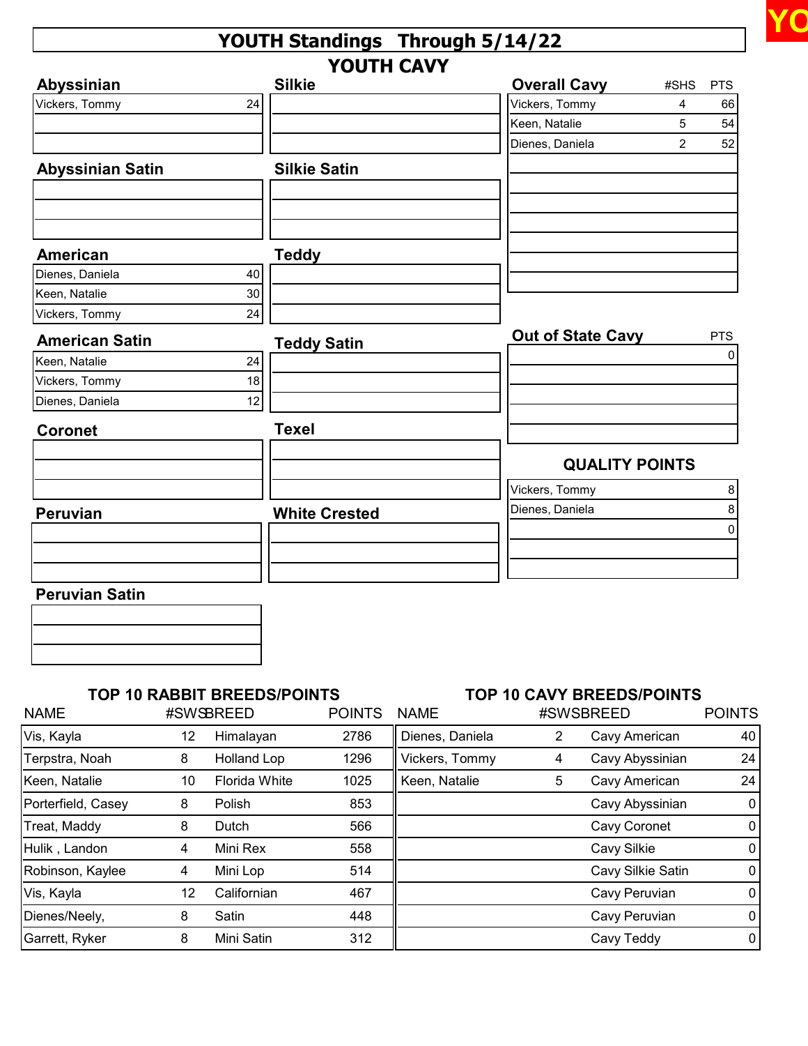# YOUTH Standings Through 5/14/22

## YOUTH CAVY

### Abyssinian

| | |
|---|---|
| Vickers, Tommy | 24 |
| | |
| | |

### Abyssinian Satin

| | |
|---|---|
| | |
| | |
| | |

### American

| | |
|---|---|
| Dienes, Daniela | 40 |
| Keen, Natalie | 30 |
| Vickers, Tommy | 24 |

### American Satin

| | |
|---|---|
| Keen, Natalie | 24 |
| Vickers, Tommy | 18 |
| Dienes, Daniela | 12 |

### Coronet

| | |
|---|---|
| | |
| | |
| | |

### Peruvian

| | |
|---|---|
| | |
| | |
| | |

### Peruvian Satin

| | |
|---|---|
| | |
| | |
| | |

### Silkie

| | |
|---|---|
| | |
| | |
| | |

### Silkie Satin

| | |
|---|---|
| | |
| | |
| | |

### Teddy

| | |
|---|---|
| | |
| | |
| | |

### Teddy Satin

| | |
|---|---|
| | |
| | |
| | |

### Texel

| | |
|---|---|
| | |
| | |
| | |

### White Crested

| | |
|---|---|
| | |
| | |
| | |

### Overall Cavy

| | #SHS | PTS |
|---|---|---|
| Vickers, Tommy | 4 | 66 |
| Keen, Natalie | 5 | 54 |
| Dienes, Daniela | 2 | 52 |
| | | |
| | | |
| | | |
| | | |
| | | |
| | | |
| | | |

### Out of State Cavy

| | PTS |
|---|---|
| | 0 |
| | |
| | |
| | |
| | |

### QUALITY POINTS

| | |
|---|---|
| Vickers, Tommy | 8 |
| Dienes, Daniela | 8 |
| | 0 |
| | |
| | |

## TOP 10 RABBIT BREEDS/POINTS

| NAME | #SWS | BREED | POINTS |
|---|---|---|---|
| Vis, Kayla | 12 | Himalayan | 2786 |
| Terpstra, Noah | 8 | Holland Lop | 1296 |
| Keen, Natalie | 10 | Florida White | 1025 |
| Porterfield, Casey | 8 | Polish | 853 |
| Treat, Maddy | 8 | Dutch | 566 |
| Hulik , Landon | 4 | Mini Rex | 558 |
| Robinson, Kaylee | 4 | Mini Lop | 514 |
| Vis, Kayla | 12 | Californian | 467 |
| Dienes/Neely, | 8 | Satin | 448 |
| Garrett, Ryker | 8 | Mini Satin | 312 |

## TOP 10 CAVY BREEDS/POINTS

| NAME | #SWS | BREED | POINTS |
|---|---|---|---|
| Dienes, Daniela | 2 | Cavy American | 40 |
| Vickers, Tommy | 4 | Cavy Abyssinian | 24 |
| Keen, Natalie | 5 | Cavy American | 24 |
| | | Cavy Abyssinian | 0 |
| | | Cavy Coronet | 0 |
| | | Cavy Silkie | 0 |
| | | Cavy Silkie Satin | 0 |
| | | Cavy Peruvian | 0 |
| | | Cavy Peruvian | 0 |
| | | Cavy Teddy | 0 |